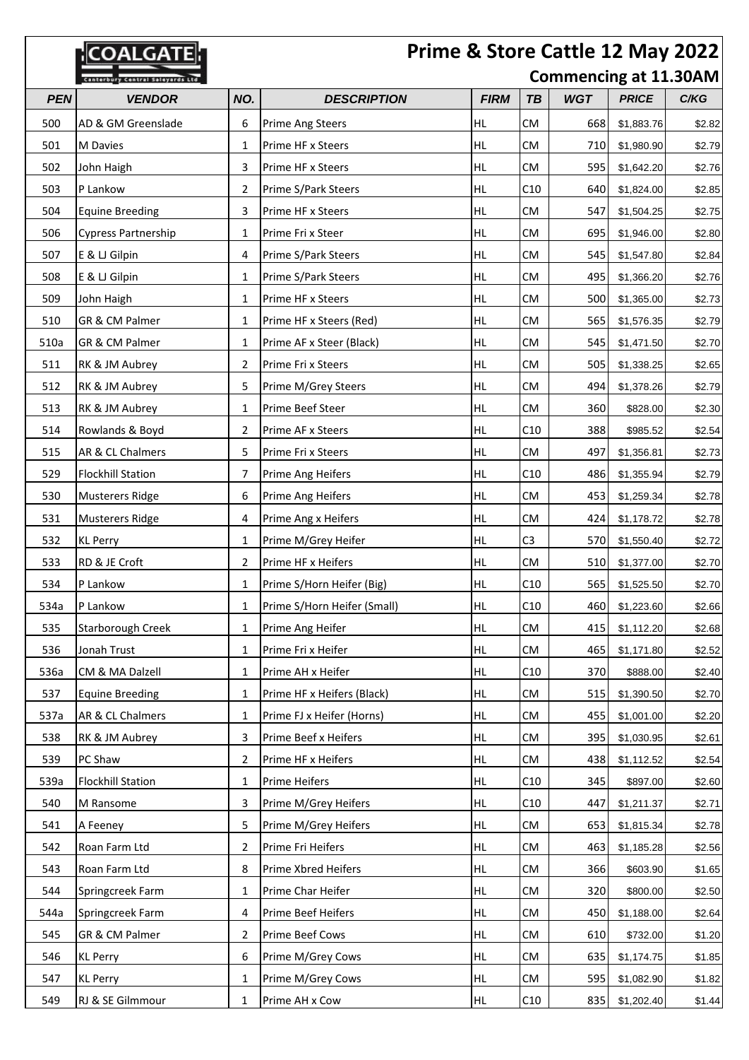# Prime & Store Cattle 12 May 2022

## Commencing at 11.30AM

COALGATE Canterbury Central Saleyards Ltd

| PEN | VENDOR | NO. | DESCRIPTION | FIRM | TB | WGT | PRICE | C/KG |
|---|---|---|---|---|---|---|---|---|
| 500 | AD & GM Greenslade | 6 | Prime Ang Steers | HL | CM | 668 | $1,883.76 | $2.82 |
| 501 | M Davies | 1 | Prime HF x Steers | HL | CM | 710 | $1,980.90 | $2.79 |
| 502 | John Haigh | 3 | Prime HF x Steers | HL | CM | 595 | $1,642.20 | $2.76 |
| 503 | P Lankow | 2 | Prime S/Park Steers | HL | C10 | 640 | $1,824.00 | $2.85 |
| 504 | Equine Breeding | 3 | Prime HF x Steers | HL | CM | 547 | $1,504.25 | $2.75 |
| 506 | Cypress Partnership | 1 | Prime Fri x Steer | HL | CM | 695 | $1,946.00 | $2.80 |
| 507 | E & LJ Gilpin | 4 | Prime S/Park Steers | HL | CM | 545 | $1,547.80 | $2.84 |
| 508 | E & LJ Gilpin | 1 | Prime S/Park Steers | HL | CM | 495 | $1,366.20 | $2.76 |
| 509 | John Haigh | 1 | Prime HF x Steers | HL | CM | 500 | $1,365.00 | $2.73 |
| 510 | GR & CM Palmer | 1 | Prime HF x Steers (Red) | HL | CM | 565 | $1,576.35 | $2.79 |
| 510a | GR & CM Palmer | 1 | Prime AF x Steer (Black) | HL | CM | 545 | $1,471.50 | $2.70 |
| 511 | RK & JM Aubrey | 2 | Prime Fri x Steers | HL | CM | 505 | $1,338.25 | $2.65 |
| 512 | RK & JM Aubrey | 5 | Prime M/Grey Steers | HL | CM | 494 | $1,378.26 | $2.79 |
| 513 | RK & JM Aubrey | 1 | Prime Beef Steer | HL | CM | 360 | $828.00 | $2.30 |
| 514 | Rowlands & Boyd | 2 | Prime AF x Steers | HL | C10 | 388 | $985.52 | $2.54 |
| 515 | AR & CL Chalmers | 5 | Prime Fri x Steers | HL | CM | 497 | $1,356.81 | $2.73 |
| 529 | Flockhill Station | 7 | Prime Ang Heifers | HL | C10 | 486 | $1,355.94 | $2.79 |
| 530 | Musterers Ridge | 6 | Prime Ang Heifers | HL | CM | 453 | $1,259.34 | $2.78 |
| 531 | Musterers Ridge | 4 | Prime Ang x Heifers | HL | CM | 424 | $1,178.72 | $2.78 |
| 532 | KL Perry | 1 | Prime M/Grey Heifer | HL | C3 | 570 | $1,550.40 | $2.72 |
| 533 | RD & JE Croft | 2 | Prime HF x Heifers | HL | CM | 510 | $1,377.00 | $2.70 |
| 534 | P Lankow | 1 | Prime S/Horn Heifer (Big) | HL | C10 | 565 | $1,525.50 | $2.70 |
| 534a | P Lankow | 1 | Prime S/Horn Heifer (Small) | HL | C10 | 460 | $1,223.60 | $2.66 |
| 535 | Starborough Creek | 1 | Prime Ang Heifer | HL | CM | 415 | $1,112.20 | $2.68 |
| 536 | Jonah Trust | 1 | Prime Fri x Heifer | HL | CM | 465 | $1,171.80 | $2.52 |
| 536a | CM & MA Dalzell | 1 | Prime AH x Heifer | HL | C10 | 370 | $888.00 | $2.40 |
| 537 | Equine Breeding | 1 | Prime HF x Heifers (Black) | HL | CM | 515 | $1,390.50 | $2.70 |
| 537a | AR & CL Chalmers | 1 | Prime FJ x Heifer (Horns) | HL | CM | 455 | $1,001.00 | $2.20 |
| 538 | RK & JM Aubrey | 3 | Prime Beef x Heifers | HL | CM | 395 | $1,030.95 | $2.61 |
| 539 | PC Shaw | 2 | Prime HF x Heifers | HL | CM | 438 | $1,112.52 | $2.54 |
| 539a | Flockhill Station | 1 | Prime Heifers | HL | C10 | 345 | $897.00 | $2.60 |
| 540 | M Ransome | 3 | Prime M/Grey Heifers | HL | C10 | 447 | $1,211.37 | $2.71 |
| 541 | A Feeney | 5 | Prime M/Grey Heifers | HL | CM | 653 | $1,815.34 | $2.78 |
| 542 | Roan Farm Ltd | 2 | Prime Fri Heifers | HL | CM | 463 | $1,185.28 | $2.56 |
| 543 | Roan Farm Ltd | 8 | Prime Xbred Heifers | HL | CM | 366 | $603.90 | $1.65 |
| 544 | Springcreek Farm | 1 | Prime Char Heifer | HL | CM | 320 | $800.00 | $2.50 |
| 544a | Springcreek Farm | 4 | Prime Beef Heifers | HL | CM | 450 | $1,188.00 | $2.64 |
| 545 | GR & CM Palmer | 2 | Prime Beef Cows | HL | CM | 610 | $732.00 | $1.20 |
| 546 | KL Perry | 6 | Prime M/Grey Cows | HL | CM | 635 | $1,174.75 | $1.85 |
| 547 | KL Perry | 1 | Prime M/Grey Cows | HL | CM | 595 | $1,082.90 | $1.82 |
| 549 | RJ & SE Gilmmour | 1 | Prime AH x Cow | HL | C10 | 835 | $1,202.40 | $1.44 |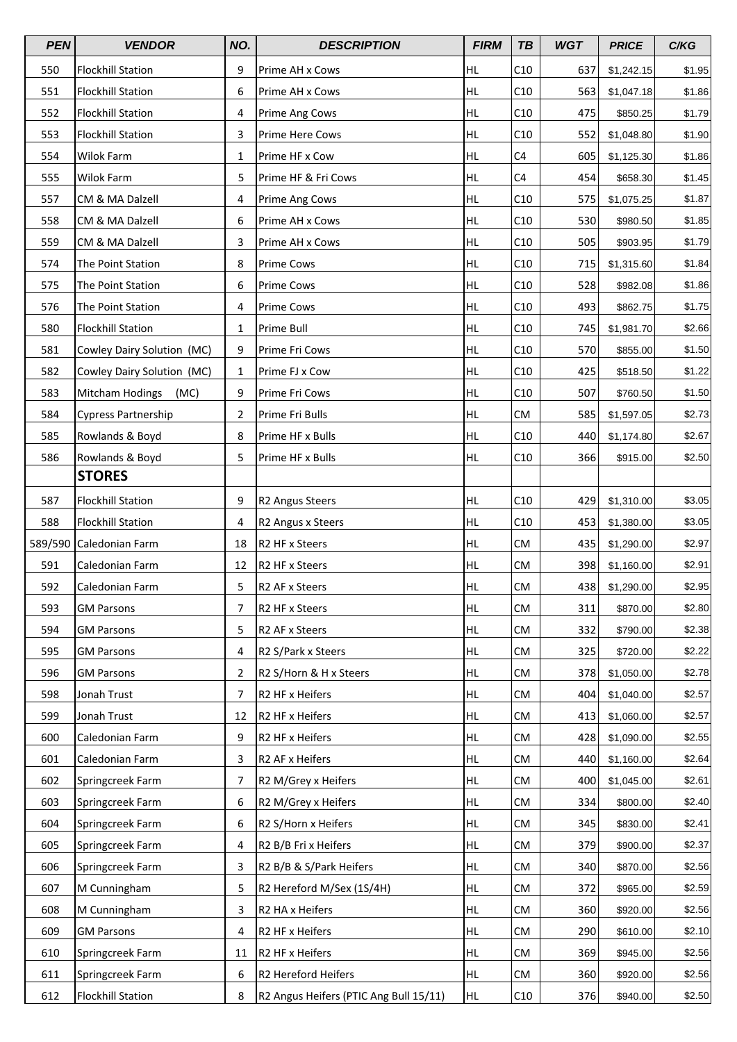| PEN | VENDOR | NO. | DESCRIPTION | FIRM | TB | WGT | PRICE | C/KG |
|---|---|---|---|---|---|---|---|---|
| 550 | Flockhill Station | 9 | Prime AH x Cows | HL | C10 | 637 | $1,242.15 | $1.95 |
| 551 | Flockhill Station | 6 | Prime AH x Cows | HL | C10 | 563 | $1,047.18 | $1.86 |
| 552 | Flockhill Station | 4 | Prime Ang Cows | HL | C10 | 475 | $850.25 | $1.79 |
| 553 | Flockhill Station | 3 | Prime Here Cows | HL | C10 | 552 | $1,048.80 | $1.90 |
| 554 | Wilok Farm | 1 | Prime HF x Cow | HL | C4 | 605 | $1,125.30 | $1.86 |
| 555 | Wilok Farm | 5 | Prime HF & Fri Cows | HL | C4 | 454 | $658.30 | $1.45 |
| 557 | CM & MA Dalzell | 4 | Prime Ang Cows | HL | C10 | 575 | $1,075.25 | $1.87 |
| 558 | CM & MA Dalzell | 6 | Prime AH x Cows | HL | C10 | 530 | $980.50 | $1.85 |
| 559 | CM & MA Dalzell | 3 | Prime AH x Cows | HL | C10 | 505 | $903.95 | $1.79 |
| 574 | The Point Station | 8 | Prime Cows | HL | C10 | 715 | $1,315.60 | $1.84 |
| 575 | The Point Station | 6 | Prime Cows | HL | C10 | 528 | $982.08 | $1.86 |
| 576 | The Point Station | 4 | Prime Cows | HL | C10 | 493 | $862.75 | $1.75 |
| 580 | Flockhill Station | 1 | Prime Bull | HL | C10 | 745 | $1,981.70 | $2.66 |
| 581 | Cowley Dairy Solution (MC) | 9 | Prime Fri Cows | HL | C10 | 570 | $855.00 | $1.50 |
| 582 | Cowley Dairy Solution (MC) | 1 | Prime FJ x Cow | HL | C10 | 425 | $518.50 | $1.22 |
| 583 | Mitcham Hodings (MC) | 9 | Prime Fri Cows | HL | C10 | 507 | $760.50 | $1.50 |
| 584 | Cypress Partnership | 2 | Prime Fri Bulls | HL | CM | 585 | $1,597.05 | $2.73 |
| 585 | Rowlands & Boyd | 8 | Prime HF x Bulls | HL | C10 | 440 | $1,174.80 | $2.67 |
| 586 | Rowlands & Boyd | 5 | Prime HF x Bulls | HL | C10 | 366 | $915.00 | $2.50 |
| | **STORES** | | | | | | | |
| 587 | Flockhill Station | 9 | R2 Angus Steers | HL | C10 | 429 | $1,310.00 | $3.05 |
| 588 | Flockhill Station | 4 | R2 Angus x Steers | HL | C10 | 453 | $1,380.00 | $3.05 |
| 589/590 | Caledonian Farm | 18 | R2 HF x Steers | HL | CM | 435 | $1,290.00 | $2.97 |
| 591 | Caledonian Farm | 12 | R2 HF x Steers | HL | CM | 398 | $1,160.00 | $2.91 |
| 592 | Caledonian Farm | 5 | R2 AF x Steers | HL | CM | 438 | $1,290.00 | $2.95 |
| 593 | GM Parsons | 7 | R2 HF x Steers | HL | CM | 311 | $870.00 | $2.80 |
| 594 | GM Parsons | 5 | R2 AF x Steers | HL | CM | 332 | $790.00 | $2.38 |
| 595 | GM Parsons | 4 | R2 S/Park x Steers | HL | CM | 325 | $720.00 | $2.22 |
| 596 | GM Parsons | 2 | R2 S/Horn & H x Steers | HL | CM | 378 | $1,050.00 | $2.78 |
| 598 | Jonah Trust | 7 | R2 HF x Heifers | HL | CM | 404 | $1,040.00 | $2.57 |
| 599 | Jonah Trust | 12 | R2 HF x Heifers | HL | CM | 413 | $1,060.00 | $2.57 |
| 600 | Caledonian Farm | 9 | R2 HF x Heifers | HL | CM | 428 | $1,090.00 | $2.55 |
| 601 | Caledonian Farm | 3 | R2 AF x Heifers | HL | CM | 440 | $1,160.00 | $2.64 |
| 602 | Springcreek Farm | 7 | R2 M/Grey x Heifers | HL | CM | 400 | $1,045.00 | $2.61 |
| 603 | Springcreek Farm | 6 | R2 M/Grey x Heifers | HL | CM | 334 | $800.00 | $2.40 |
| 604 | Springcreek Farm | 6 | R2 S/Horn x Heifers | HL | CM | 345 | $830.00 | $2.41 |
| 605 | Springcreek Farm | 4 | R2 B/B Fri x Heifers | HL | CM | 379 | $900.00 | $2.37 |
| 606 | Springcreek Farm | 3 | R2 B/B & S/Park Heifers | HL | CM | 340 | $870.00 | $2.56 |
| 607 | M Cunningham | 5 | R2 Hereford M/Sex (1S/4H) | HL | CM | 372 | $965.00 | $2.59 |
| 608 | M Cunningham | 3 | R2 HA x Heifers | HL | CM | 360 | $920.00 | $2.56 |
| 609 | GM Parsons | 4 | R2 HF x Heifers | HL | CM | 290 | $610.00 | $2.10 |
| 610 | Springcreek Farm | 11 | R2 HF x Heifers | HL | CM | 369 | $945.00 | $2.56 |
| 611 | Springcreek Farm | 6 | R2 Hereford Heifers | HL | CM | 360 | $920.00 | $2.56 |
| 612 | Flockhill Station | 8 | R2 Angus Heifers (PTIC Ang Bull 15/11) | HL | C10 | 376 | $940.00 | $2.50 |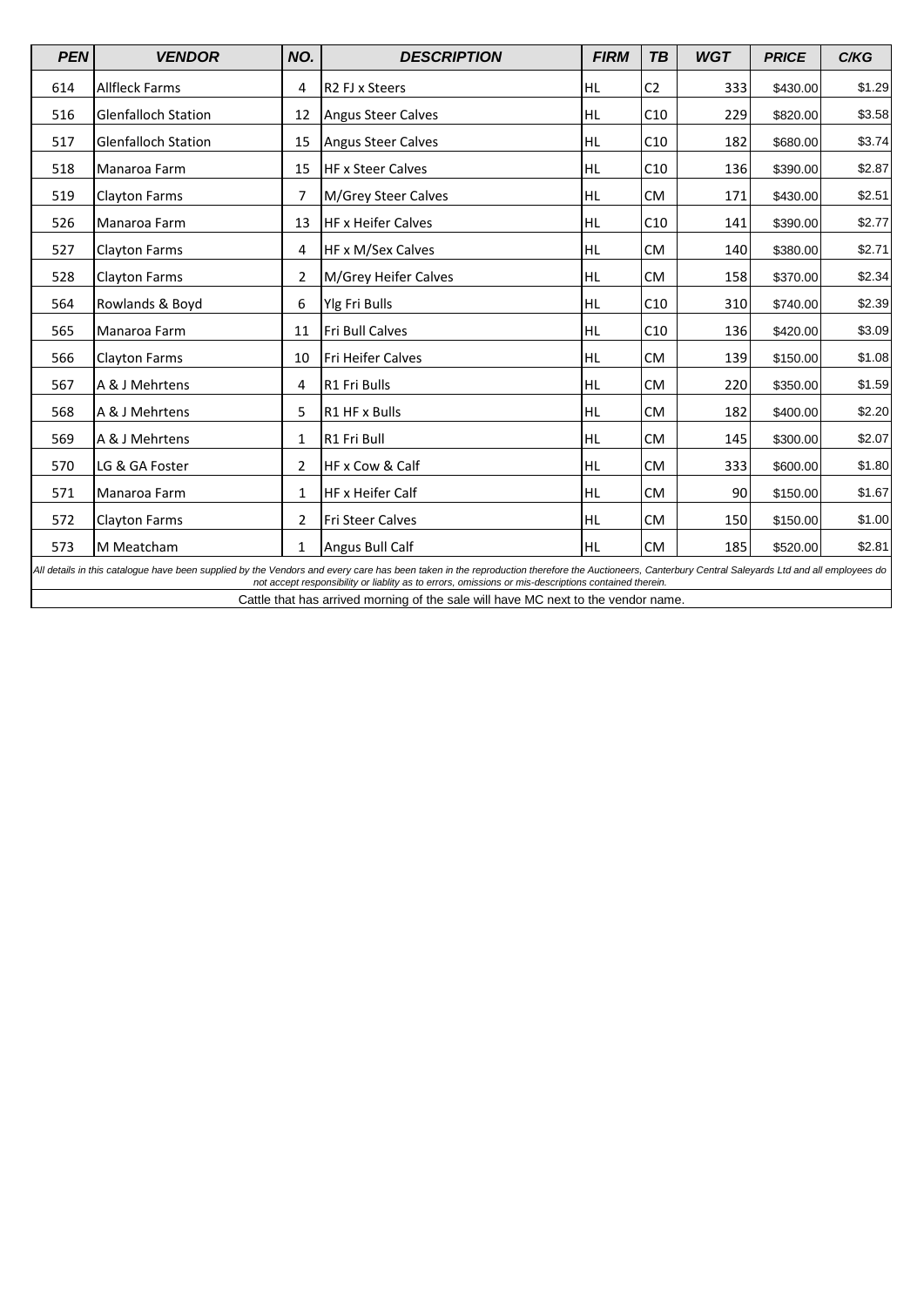| PEN | VENDOR | NO. | DESCRIPTION | FIRM | TB | WGT | PRICE | C/KG |
|---|---|---|---|---|---|---|---|---|
| 614 | Allfleck Farms | 4 | R2 FJ x Steers | HL | C2 | 333 | $430.00 | $1.29 |
| 516 | Glenfalloch Station | 12 | Angus Steer Calves | HL | C10 | 229 | $820.00 | $3.58 |
| 517 | Glenfalloch Station | 15 | Angus Steer Calves | HL | C10 | 182 | $680.00 | $3.74 |
| 518 | Manaroa Farm | 15 | HF x Steer Calves | HL | C10 | 136 | $390.00 | $2.87 |
| 519 | Clayton Farms | 7 | M/Grey Steer Calves | HL | CM | 171 | $430.00 | $2.51 |
| 526 | Manaroa Farm | 13 | HF x Heifer Calves | HL | C10 | 141 | $390.00 | $2.77 |
| 527 | Clayton Farms | 4 | HF x M/Sex Calves | HL | CM | 140 | $380.00 | $2.71 |
| 528 | Clayton Farms | 2 | M/Grey Heifer Calves | HL | CM | 158 | $370.00 | $2.34 |
| 564 | Rowlands & Boyd | 6 | Ylg Fri Bulls | HL | C10 | 310 | $740.00 | $2.39 |
| 565 | Manaroa Farm | 11 | Fri Bull Calves | HL | C10 | 136 | $420.00 | $3.09 |
| 566 | Clayton Farms | 10 | Fri Heifer Calves | HL | CM | 139 | $150.00 | $1.08 |
| 567 | A & J Mehrtens | 4 | R1 Fri Bulls | HL | CM | 220 | $350.00 | $1.59 |
| 568 | A & J Mehrtens | 5 | R1 HF x Bulls | HL | CM | 182 | $400.00 | $2.20 |
| 569 | A & J Mehrtens | 1 | R1 Fri Bull | HL | CM | 145 | $300.00 | $2.07 |
| 570 | LG & GA Foster | 2 | HF x Cow & Calf | HL | CM | 333 | $600.00 | $1.80 |
| 571 | Manaroa Farm | 1 | HF x Heifer Calf | HL | CM | 90 | $150.00 | $1.67 |
| 572 | Clayton Farms | 2 | Fri Steer Calves | HL | CM | 150 | $150.00 | $1.00 |
| 573 | M Meatcham | 1 | Angus Bull Calf | HL | CM | 185 | $520.00 | $2.81 |

*All details in this catalogue have been supplied by the Vendors and every care has been taken in the reproduction therefore the Auctioneers, Canterbury Central Saleyards Ltd and all employees do not accept responsibility or liablity as to errors, omissions or mis-descriptions contained therein.*

Cattle that has arrived morning of the sale will have MC next to the vendor name.